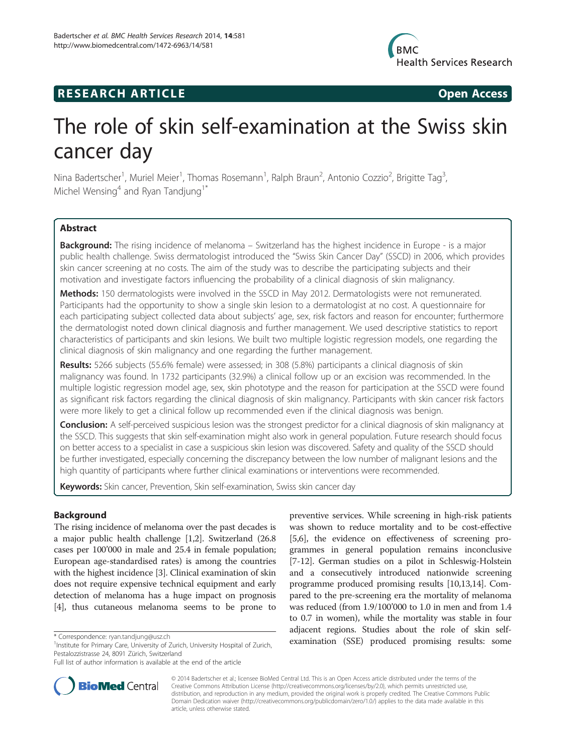**RESEARCH ARTICLE** **Open Access**

# The role of skin self-examination at the Swiss skin cancer day

Nina Badertscher[1], Muriel Meier[1], Thomas Rosemann[1], Ralph Braun[2], Antonio Cozzio[2], Brigitte Tag[3], Michel Wensing[4] and Ryan Tandjung[1*]

## Abstract

**Background:** The rising incidence of melanoma – Switzerland has the highest incidence in Europe - is a major public health challenge. Swiss dermatologist introduced the "Swiss Skin Cancer Day" (SSCD) in 2006, which provides skin cancer screening at no costs. The aim of the study was to describe the participating subjects and their motivation and investigate factors influencing the probability of a clinical diagnosis of skin malignancy.

**Methods:** 150 dermatologists were involved in the SSCD in May 2012. Dermatologists were not remunerated. Participants had the opportunity to show a single skin lesion to a dermatologist at no cost. A questionnaire for each participating subject collected data about subjects' age, sex, risk factors and reason for encounter; furthermore the dermatologist noted down clinical diagnosis and further management. We used descriptive statistics to report characteristics of participants and skin lesions. We built two multiple logistic regression models, one regarding the clinical diagnosis of skin malignancy and one regarding the further management.

**Results:** 5266 subjects (55.6% female) were assessed; in 308 (5.8%) participants a clinical diagnosis of skin malignancy was found. In 1732 participants (32.9%) a clinical follow up or an excision was recommended. In the multiple logistic regression model age, sex, skin phototype and the reason for participation at the SSCD were found as significant risk factors regarding the clinical diagnosis of skin malignancy. Participants with skin cancer risk factors were more likely to get a clinical follow up recommended even if the clinical diagnosis was benign.

**Conclusion:** A self-perceived suspicious lesion was the strongest predictor for a clinical diagnosis of skin malignancy at the SSCD. This suggests that skin self-examination might also work in general population. Future research should focus on better access to a specialist in case a suspicious skin lesion was discovered. Safety and quality of the SSCD should be further investigated, especially concerning the discrepancy between the low number of malignant lesions and the high quantity of participants where further clinical examinations or interventions were recommended.

**Keywords:** Skin cancer, Prevention, Skin self-examination, Swiss skin cancer day

## Background

The rising incidence of melanoma over the past decades is a major public health challenge [1,2]. Switzerland (26.8 cases per 100'000 in male and 25.4 in female population; European age-standardised rates) is among the countries with the highest incidence [3]. Clinical examination of skin does not require expensive technical equipment and early detection of melanoma has a huge impact on prognosis [4], thus cutaneous melanoma seems to be prone to preventive services. While screening in high-risk patients was shown to reduce mortality and to be cost-effective [5,6], the evidence on effectiveness of screening programmes in general population remains inconclusive [7-12]. German studies on a pilot in Schleswig-Holstein and a consecutively introduced nationwide screening programme produced promising results [10,13,14]. Compared to the pre-screening era the mortality of melanoma was reduced (from 1.9/100'000 to 1.0 in men and from 1.4 to 0.7 in women), while the mortality was stable in four adjacent regions. Studies about the role of skin self-examination (SSE) produced promising results: some

\* Correspondence: ryan.tandjung@usz.ch
[1]Institute for Primary Care, University of Zurich, University Hospital of Zurich, Pestalozzistrasse 24, 8091 Zürich, Switzerland
Full list of author information is available at the end of the article

© 2014 Badertscher et al.; licensee BioMed Central Ltd. This is an Open Access article distributed under the terms of the Creative Commons Attribution License (http://creativecommons.org/licenses/by/2.0), which permits unrestricted use, distribution, and reproduction in any medium, provided the original work is properly credited. The Creative Commons Public Domain Dedication waiver (http://creativecommons.org/publicdomain/zero/1.0/) applies to the data made available in this article, unless otherwise stated.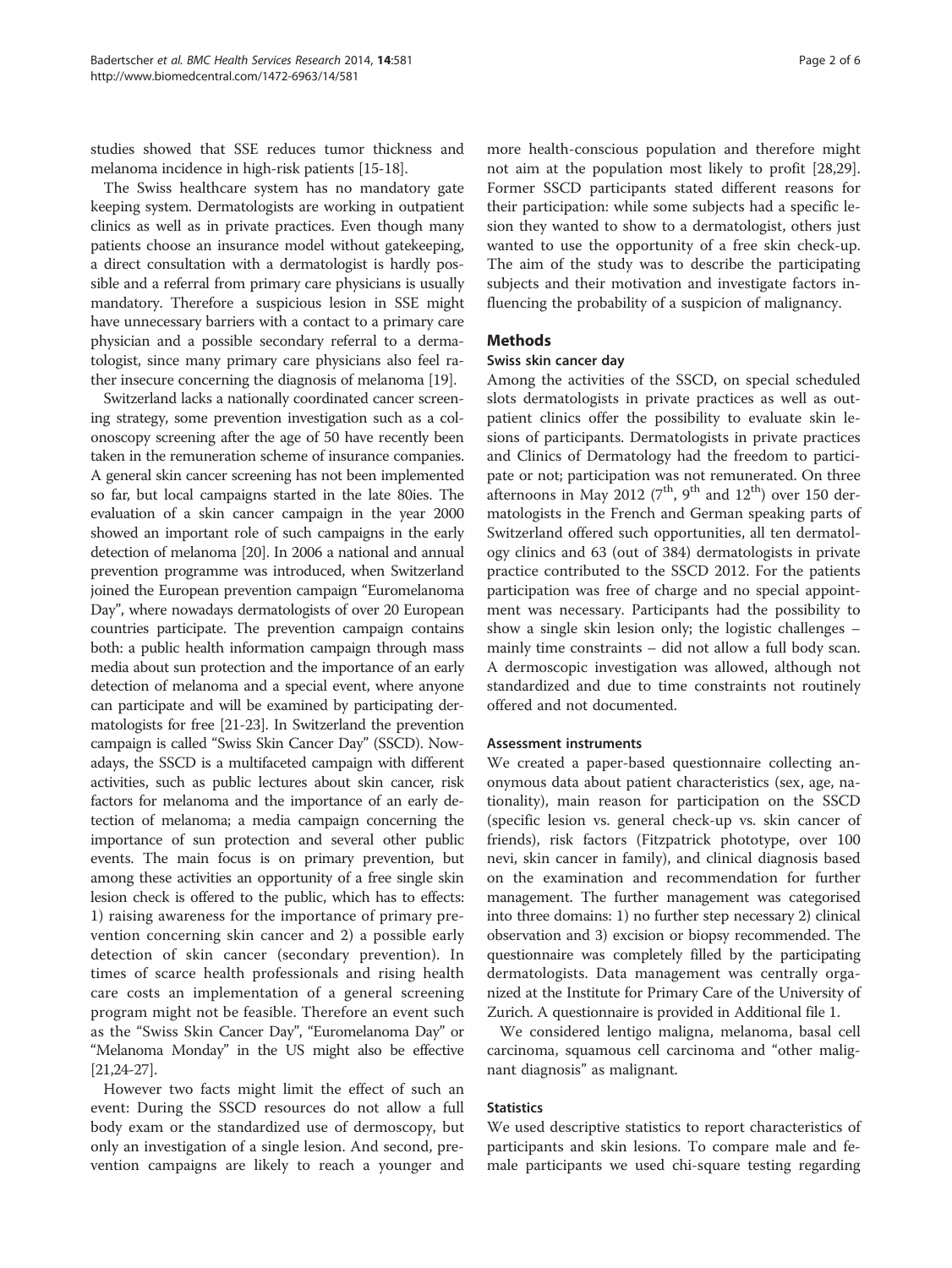studies showed that SSE reduces tumor thickness and melanoma incidence in high-risk patients [15-18].

The Swiss healthcare system has no mandatory gate keeping system. Dermatologists are working in outpatient clinics as well as in private practices. Even though many patients choose an insurance model without gatekeeping, a direct consultation with a dermatologist is hardly possible and a referral from primary care physicians is usually mandatory. Therefore a suspicious lesion in SSE might have unnecessary barriers with a contact to a primary care physician and a possible secondary referral to a dermatologist, since many primary care physicians also feel rather insecure concerning the diagnosis of melanoma [19].

Switzerland lacks a nationally coordinated cancer screening strategy, some prevention investigation such as a colonoscopy screening after the age of 50 have recently been taken in the remuneration scheme of insurance companies. A general skin cancer screening has not been implemented so far, but local campaigns started in the late 80ies. The evaluation of a skin cancer campaign in the year 2000 showed an important role of such campaigns in the early detection of melanoma [20]. In 2006 a national and annual prevention programme was introduced, when Switzerland joined the European prevention campaign "Euromelanoma Day", where nowadays dermatologists of over 20 European countries participate. The prevention campaign contains both: a public health information campaign through mass media about sun protection and the importance of an early detection of melanoma and a special event, where anyone can participate and will be examined by participating dermatologists for free [21-23]. In Switzerland the prevention campaign is called "Swiss Skin Cancer Day" (SSCD). Nowadays, the SSCD is a multifaceted campaign with different activities, such as public lectures about skin cancer, risk factors for melanoma and the importance of an early detection of melanoma; a media campaign concerning the importance of sun protection and several other public events. The main focus is on primary prevention, but among these activities an opportunity of a free single skin lesion check is offered to the public, which has to effects: 1) raising awareness for the importance of primary prevention concerning skin cancer and 2) a possible early detection of skin cancer (secondary prevention). In times of scarce health professionals and rising health care costs an implementation of a general screening program might not be feasible. Therefore an event such as the "Swiss Skin Cancer Day", "Euromelanoma Day" or "Melanoma Monday" in the US might also be effective [21,24-27].

However two facts might limit the effect of such an event: During the SSCD resources do not allow a full body exam or the standardized use of dermoscopy, but only an investigation of a single lesion. And second, prevention campaigns are likely to reach a younger and more health-conscious population and therefore might not aim at the population most likely to profit [28,29]. Former SSCD participants stated different reasons for their participation: while some subjects had a specific lesion they wanted to show to a dermatologist, others just wanted to use the opportunity of a free skin check-up. The aim of the study was to describe the participating subjects and their motivation and investigate factors influencing the probability of a suspicion of malignancy.

## Methods

### Swiss skin cancer day

Among the activities of the SSCD, on special scheduled slots dermatologists in private practices as well as outpatient clinics offer the possibility to evaluate skin lesions of participants. Dermatologists in private practices and Clinics of Dermatology had the freedom to participate or not; participation was not remunerated. On three afternoons in May 2012 (7th, 9th and 12th) over 150 dermatologists in the French and German speaking parts of Switzerland offered such opportunities, all ten dermatology clinics and 63 (out of 384) dermatologists in private practice contributed to the SSCD 2012. For the patients participation was free of charge and no special appointment was necessary. Participants had the possibility to show a single skin lesion only; the logistic challenges – mainly time constraints – did not allow a full body scan. A dermoscopic investigation was allowed, although not standardized and due to time constraints not routinely offered and not documented.

### Assessment instruments

We created a paper-based questionnaire collecting anonymous data about patient characteristics (sex, age, nationality), main reason for participation on the SSCD (specific lesion vs. general check-up vs. skin cancer of friends), risk factors (Fitzpatrick phototype, over 100 nevi, skin cancer in family), and clinical diagnosis based on the examination and recommendation for further management. The further management was categorised into three domains: 1) no further step necessary 2) clinical observation and 3) excision or biopsy recommended. The questionnaire was completely filled by the participating dermatologists. Data management was centrally organized at the Institute for Primary Care of the University of Zurich. A questionnaire is provided in Additional file 1.

We considered lentigo maligna, melanoma, basal cell carcinoma, squamous cell carcinoma and "other malignant diagnosis" as malignant.

### Statistics

We used descriptive statistics to report characteristics of participants and skin lesions. To compare male and female participants we used chi-square testing regarding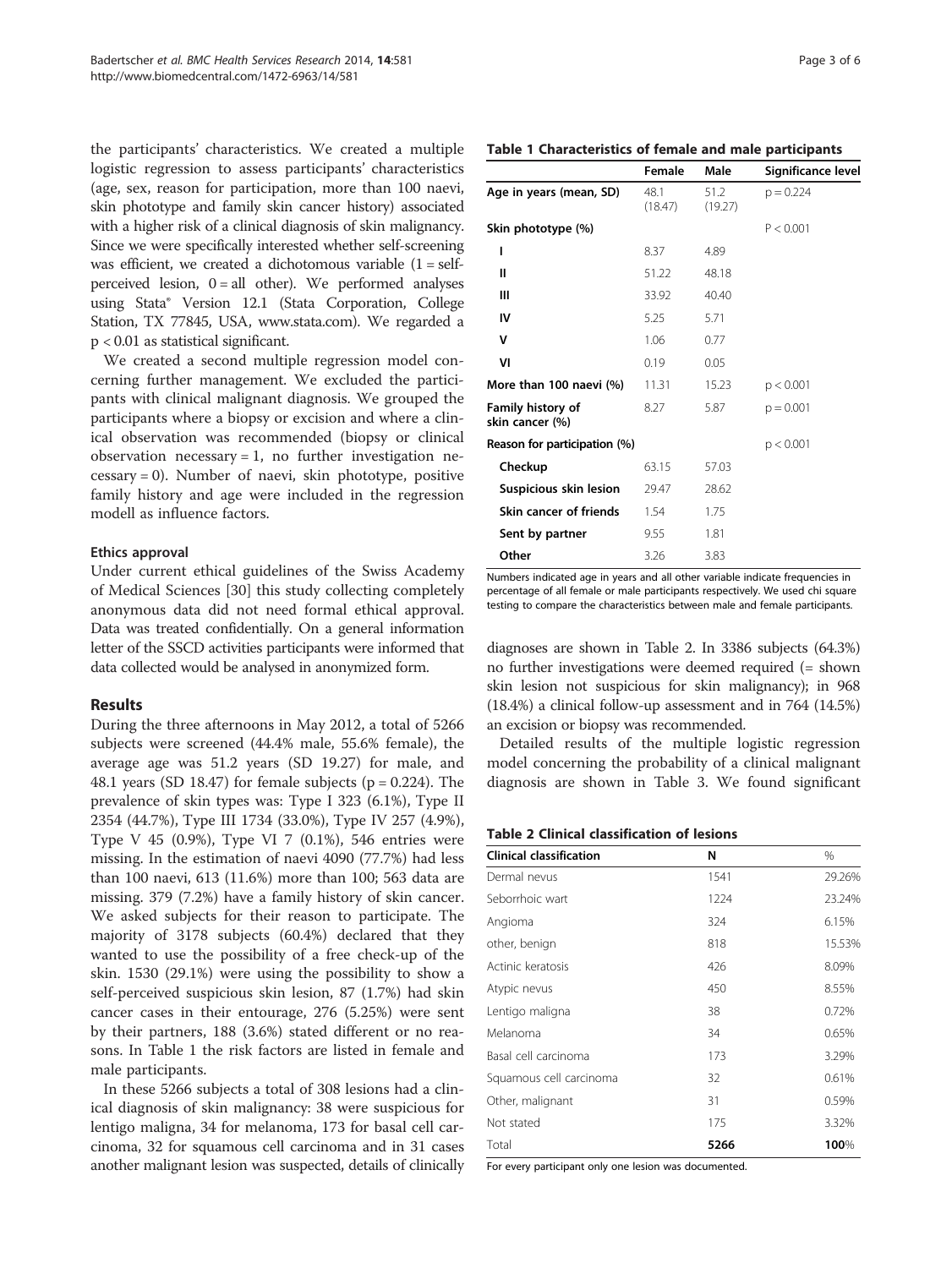the participants' characteristics. We created a multiple logistic regression to assess participants' characteristics (age, sex, reason for participation, more than 100 naevi, skin phototype and family skin cancer history) associated with a higher risk of a clinical diagnosis of skin malignancy. Since we were specifically interested whether self-screening was efficient, we created a dichotomous variable (1 = self-perceived lesion, 0 = all other). We performed analyses using Stata® Version 12.1 (Stata Corporation, College Station, TX 77845, USA, www.stata.com). We regarded a $p < 0.01$ as statistical significant.

We created a second multiple regression model concerning further management. We excluded the participants with clinical malignant diagnosis. We grouped the participants where a biopsy or excision and where a clinical observation was recommended (biopsy or clinical observation necessary = 1, no further investigation necessary = 0). Number of naevi, skin phototype, positive family history and age were included in the regression modell as influence factors.

### Ethics approval

Under current ethical guidelines of the Swiss Academy of Medical Sciences [30] this study collecting completely anonymous data did not need formal ethical approval. Data was treated confidentially. On a general information letter of the SSCD activities participants were informed that data collected would be analysed in anonymized form.

## Results

During the three afternoons in May 2012, a total of 5266 subjects were screened (44.4% male, 55.6% female), the average age was 51.2 years (SD 19.27) for male, and 48.1 years (SD 18.47) for female subjects ($p = 0.224$). The prevalence of skin types was: Type I 323 (6.1%), Type II 2354 (44.7%), Type III 1734 (33.0%), Type IV 257 (4.9%), Type V 45 (0.9%), Type VI 7 (0.1%), 546 entries were missing. In the estimation of naevi 4090 (77.7%) had less than 100 naevi, 613 (11.6%) more than 100; 563 data are missing. 379 (7.2%) have a family history of skin cancer. We asked subjects for their reason to participate. The majority of 3178 subjects (60.4%) declared that they wanted to use the possibility of a free check-up of the skin. 1530 (29.1%) were using the possibility to show a self-perceived suspicious skin lesion, 87 (1.7%) had skin cancer cases in their entourage, 276 (5.25%) were sent by their partners, 188 (3.6%) stated different or no reasons. In Table 1 the risk factors are listed in female and male participants.

In these 5266 subjects a total of 308 lesions had a clinical diagnosis of skin malignancy: 38 were suspicious for lentigo maligna, 34 for melanoma, 173 for basal cell carcinoma, 32 for squamous cell carcinoma and in 31 cases another malignant lesion was suspected, details of clinically diagnoses are shown in Table 2. In 3386 subjects (64.3%) no further investigations were deemed required (= shown skin lesion not suspicious for skin malignancy); in 968 (18.4%) a clinical follow-up assessment and in 764 (14.5%) an excision or biopsy was recommended.

Detailed results of the multiple logistic regression model concerning the probability of a clinical malignant diagnosis are shown in Table 3. We found significant

**Table 1 Characteristics of female and male participants**

| | Female | Male | Significance level |
|---|---|---|---|
| **Age in years (mean, SD)** | 48.1 (18.47) | 51.2 (19.27) | $p = 0.224$ |
| **Skin phototype (%)** | | | $P < 0.001$ |
| **I** | 8.37 | 4.89 | |
| **II** | 51.22 | 48.18 | |
| **III** | 33.92 | 40.40 | |
| **IV** | 5.25 | 5.71 | |
| **V** | 1.06 | 0.77 | |
| **VI** | 0.19 | 0.05 | |
| **More than 100 naevi (%)** | 11.31 | 15.23 | $p < 0.001$ |
| **Family history of skin cancer (%)** | 8.27 | 5.87 | $p = 0.001$ |
| **Reason for participation (%)** | | | $p < 0.001$ |
| **Checkup** | 63.15 | 57.03 | |
| **Suspicious skin lesion** | 29.47 | 28.62 | |
| **Skin cancer of friends** | 1.54 | 1.75 | |
| **Sent by partner** | 9.55 | 1.81 | |
| **Other** | 3.26 | 3.83 | |

Numbers indicated age in years and all other variable indicate frequencies in percentage of all female or male participants respectively. We used chi square testing to compare the characteristics between male and female participants.

**Table 2 Clinical classification of lesions**

| Clinical classification | N | % |
|---|---|---|
| Dermal nevus | 1541 | 29.26% |
| Seborrhoic wart | 1224 | 23.24% |
| Angioma | 324 | 6.15% |
| other, benign | 818 | 15.53% |
| Actinic keratosis | 426 | 8.09% |
| Atypic nevus | 450 | 8.55% |
| Lentigo maligna | 38 | 0.72% |
| Melanoma | 34 | 0.65% |
| Basal cell carcinoma | 173 | 3.29% |
| Squamous cell carcinoma | 32 | 0.61% |
| Other, malignant | 31 | 0.59% |
| Not stated | 175 | 3.32% |
| Total | **5266** | **100**% |

For every participant only one lesion was documented.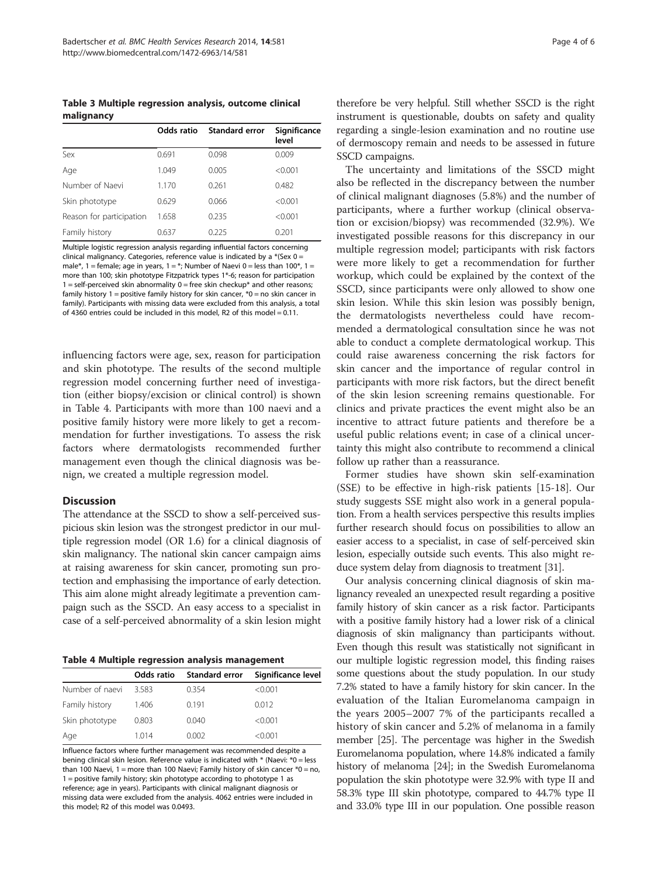**Table 3 Multiple regression analysis, outcome clinical malignancy**

| | Odds ratio | Standard error | Significance level |
|---|---|---|---|
| Sex | 0.691 | 0.098 | 0.009 |
| Age | 1.049 | 0.005 | <0.001 |
| Number of Naevi | 1.170 | 0.261 | 0.482 |
| Skin phototype | 0.629 | 0.066 | <0.001 |
| Reason for participation | 1.658 | 0.235 | <0.001 |
| Family history | 0.637 | 0.225 | 0.201 |

Multiple logistic regression analysis regarding influential factors concerning clinical malignancy. Categories, reference value is indicated by a *(Sex 0 = male*, 1 = female; age in years, 1 = *; Number of Naevi 0 = less than 100*, 1 = more than 100; skin phototype Fitzpatrick types 1*-6; reason for participation 1 = self-perceived skin abnormality 0 = free skin checkup* and other reasons; family history 1 = positive family history for skin cancer, *0 = no skin cancer in family). Participants with missing data were excluded from this analysis, a total of 4360 entries could be included in this model, R2 of this model = 0.11.

influencing factors were age, sex, reason for participation and skin phototype. The results of the second multiple regression model concerning further need of investigation (either biopsy/excision or clinical control) is shown in Table 4. Participants with more than 100 naevi and a positive family history were more likely to get a recommendation for further investigations. To assess the risk factors where dermatologists recommended further management even though the clinical diagnosis was benign, we created a multiple regression model.

## Discussion

The attendance at the SSCD to show a self-perceived suspicious skin lesion was the strongest predictor in our multiple regression model (OR 1.6) for a clinical diagnosis of skin malignancy. The national skin cancer campaign aims at raising awareness for skin cancer, promoting sun protection and emphasising the importance of early detection. This aim alone might already legitimate a prevention campaign such as the SSCD. An easy access to a specialist in case of a self-perceived abnormality of a skin lesion might therefore be very helpful. Still whether SSCD is the right instrument is questionable, doubts on safety and quality regarding a single-lesion examination and no routine use of dermoscopy remain and needs to be assessed in future SSCD campaigns.

**Table 4 Multiple regression analysis management**

| | Odds ratio | Standard error | Significance level |
|---|---|---|---|
| Number of naevi | 3.583 | 0.354 | <0.001 |
| Family history | 1.406 | 0.191 | 0.012 |
| Skin phototype | 0.803 | 0.040 | <0.001 |
| Age | 1.014 | 0.002 | <0.001 |

Influence factors where further management was recommended despite a bening clinical skin lesion. Reference value is indicated with * (Naevi: *0 = less than 100 Naevi, 1 = more than 100 Naevi; Family history of skin cancer *0 = no, 1 = positive family history; skin phototype according to phototype 1 as reference; age in years). Participants with clinical malignant diagnosis or missing data were excluded from the analysis. 4062 entries were included in this model; R2 of this model was 0.0493.

The uncertainty and limitations of the SSCD might also be reflected in the discrepancy between the number of clinical malignant diagnoses (5.8%) and the number of participants, where a further workup (clinical observation or excision/biopsy) was recommended (32.9%). We investigated possible reasons for this discrepancy in our multiple regression model; participants with risk factors were more likely to get a recommendation for further workup, which could be explained by the context of the SSCD, since participants were only allowed to show one skin lesion. While this skin lesion was possibly benign, the dermatologists nevertheless could have recommended a dermatological consultation since he was not able to conduct a complete dermatological workup. This could raise awareness concerning the risk factors for skin cancer and the importance of regular control in participants with more risk factors, but the direct benefit of the skin lesion screening remains questionable. For clinics and private practices the event might also be an incentive to attract future patients and therefore be a useful public relations event; in case of a clinical uncertainty this might also contribute to recommend a clinical follow up rather than a reassurance.

Former studies have shown skin self-examination (SSE) to be effective in high-risk patients [15-18]. Our study suggests SSE might also work in a general population. From a health services perspective this results implies further research should focus on possibilities to allow an easier access to a specialist, in case of self-perceived skin lesion, especially outside such events. This also might reduce system delay from diagnosis to treatment [31].

Our analysis concerning clinical diagnosis of skin malignancy revealed an unexpected result regarding a positive family history of skin cancer as a risk factor. Participants with a positive family history had a lower risk of a clinical diagnosis of skin malignancy than participants without. Even though this result was statistically not significant in our multiple logistic regression model, this finding raises some questions about the study population. In our study 7.2% stated to have a family history for skin cancer. In the evaluation of the Italian Euromelanoma campaign in the years 2005–2007 7% of the participants recalled a history of skin cancer and 5.2% of melanoma in a family member [25]. The percentage was higher in the Swedish Euromelanoma population, where 14.8% indicated a family history of melanoma [24]; in the Swedish Euromelanoma population the skin phototype were 32.9% with type II and 58.3% type III skin phototype, compared to 44.7% type II and 33.0% type III in our population. One possible reason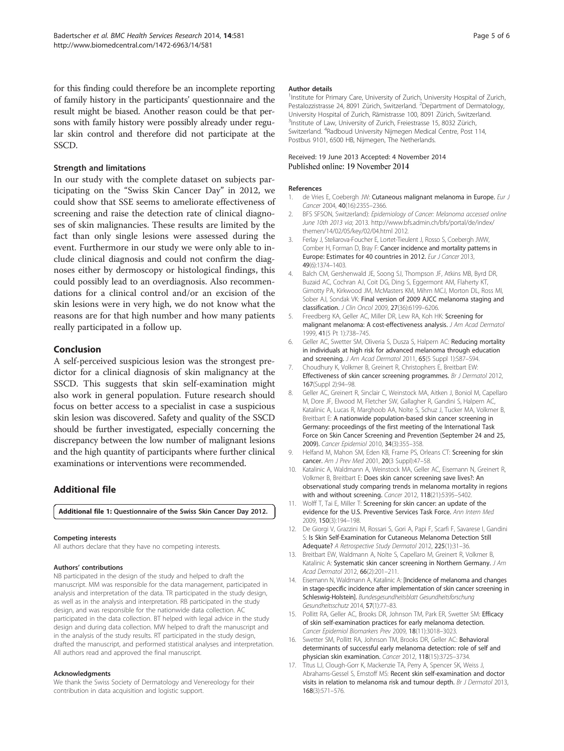for this finding could therefore be an incomplete reporting of family history in the participants' questionnaire and the result might be biased. Another reason could be that persons with family history were possibly already under regular skin control and therefore did not participate at the SSCD.

### Strength and limitations

In our study with the complete dataset on subjects participating on the "Swiss Skin Cancer Day" in 2012, we could show that SSE seems to ameliorate effectiveness of screening and raise the detection rate of clinical diagnoses of skin malignancies. These results are limited by the fact than only single lesions were assessed during the event. Furthermore in our study we were only able to include clinical diagnosis and could not confirm the diagnoses either by dermoscopy or histological findings, this could possibly lead to an overdiagnosis. Also recommendations for a clinical control and/or an excision of the skin lesions were in very high, we do not know what the reasons are for that high number and how many patients really participated in a follow up.

## Conclusion

A self-perceived suspicious lesion was the strongest predictor for a clinical diagnosis of skin malignancy at the SSCD. This suggests that skin self-examination might also work in general population. Future research should focus on better access to a specialist in case a suspicious skin lesion was discovered. Safety and quality of the SSCD should be further investigated, especially concerning the discrepancy between the low number of malignant lesions and the high quantity of participants where further clinical examinations or interventions were recommended.

## Additional file

**Additional file 1: Questionnaire of the Swiss Skin Cancer Day 2012.**

#### Competing interests

All authors declare that they have no competing interests.

#### Authors' contributions

NB participated in the design of the study and helped to draft the manuscript. MM was responsible for the data management, participated in analysis and interpretation of the data. TR participated in the study design, as well as in the analysis and interpretation. RB participated in the study design, and was responsible for the nationwide data collection. AC participated in the data collection. BT helped with legal advice in the study design and during data collection. MW helped to draft the manuscript and in the analysis of the study results. RT participated in the study design, drafted the manuscript, and performed statistical analyses and interpretation. All authors read and approved the final manuscript.

#### Acknowledgments

We thank the Swiss Society of Dermatology and Venereology for their contribution in data acquisition and logistic support.

#### Author details

[1]Institute for Primary Care, University of Zurich, University Hospital of Zurich, Pestalozzistrasse 24, 8091 Zürich, Switzerland. [2]Department of Dermatology, University Hospital of Zurich, Rämistrasse 100, 8091 Zürich, Switzerland. [3]Institute of Law, University of Zurich, Freiestrasse 15, 8032 Zürich, Switzerland. [4]Radboud University Nijmegen Medical Centre, Post 114, Postbus 9101, 6500 HB, Nijmegen, The Netherlands.

Received: 19 June 2013 Accepted: 4 November 2014
Published online: 19 November 2014

#### References

1. de Vries E, Coebergh JW: **Cutaneous malignant melanoma in Europe.** *Eur J Cancer* 2004, **40**(16):2355–2366.
2. BFS SFSON, Switzerland): *Epidemiology of Cancer: Melanoma accessed online June 10th 2013 via*; 2013. http://www.bfs.admin.ch/bfs/portal/de/index/themen/14/02/05/key/02/04.html 2012.
3. Ferlay J, Steliarova-Foucher E, Lortet-Tieulent J, Rosso S, Coebergh JWW, Comber H, Forman D, Bray F: **Cancer incidence and mortality patterns in Europe: Estimates for 40 countries in 2012.** *Eur J Cancer* 2013, **49**(6):1374–1403.
4. Balch CM, Gershenwald JE, Soong SJ, Thompson JF, Atkins MB, Byrd DR, Buzaid AC, Cochran AJ, Coit DG, Ding S, Eggermont AM, Flaherty KT, Gimotty PA, Kirkwood JM, McMasters KM, Mihm MCJ, Morton DL, Ross MI, Sober AJ, Sondak VK: **Final version of 2009 AJCC melanoma staging and classification.** *J Clin Oncol* 2009, **27**(36):6199–6206.
5. Freedberg KA, Geller AC, Miller DR, Lew RA, Koh HK: **Screening for malignant melanoma: A cost-effectiveness analysis.** *J Am Acad Dermatol* 1999, **41**(5 Pt 1):738–745.
6. Geller AC, Swetter SM, Oliveria S, Dusza S, Halpern AC: **Reducing mortality in individuals at high risk for advanced melanoma through education and screening.** *J Am Acad Dermatol* 2011, **65**(5 Suppl 1):S87–S94.
7. Choudhury K, Volkmer B, Greinert R, Christophers E, Breitbart EW: **Effectiveness of skin cancer screening programmes.** *Br J Dermatol* 2012, **167**(Suppl 2):94–98.
8. Geller AC, Greinert R, Sinclair C, Weinstock MA, Aitken J, Boniol M, Capellaro M, Dore JF, Elwood M, Fletcher SW, Gallagher R, Gandini S, Halpern AC, Katalinic A, Lucas R, Marghoob AA, Nolte S, Schuz J, Tucker MA, Volkmer B, Breitbart E: **A nationwide population-based skin cancer screening in Germany: proceedings of the first meeting of the International Task Force on Skin Cancer Screening and Prevention (September 24 and 25, 2009).** *Cancer Epidemiol* 2010, **34**(3):355–358.
9. Helfand M, Mahon SM, Eden KB, Frame PS, Orleans CT: **Screening for skin cancer.** *Am J Prev Med* 2001, **20**(3 Suppl):47–58.
10. Katalinic A, Waldmann A, Weinstock MA, Geller AC, Eisemann N, Greinert R, Volkmer B, Breitbart E: **Does skin cancer screening save lives?: An observational study comparing trends in melanoma mortality in regions with and without screening.** *Cancer* 2012, **118**(21):5395–5402.
11. Wolff T, Tai E, Miller T: **Screening for skin cancer: an update of the evidence for the U.S. Preventive Services Task Force.** *Ann Intern Med* 2009, **150**(3):194–198.
12. De Giorgi V, Grazzini M, Rossari S, Gori A, Papi F, Scarfi F, Savarese I, Gandini S: **Is Skin Self-Examination for Cutaneous Melanoma Detection Still Adequate?** *A Retrospective Study Dermatol* 2012, **225**(1):31–36.
13. Breitbart EW, Waldmann A, Nolte S, Capellaro M, Greinert R, Volkmer B, Katalinic A: **Systematic skin cancer screening in Northern Germany.** *J Am Acad Dermatol* 2012, **66**(2):201–211.
14. Eisemann N, Waldmann A, Katalinic A: **[Incidence of melanoma and changes in stage-specific incidence after implementation of skin cancer screening in Schleswig-Holstein].** *Bundesgesundheitsblatt Gesundheitsforschung Gesundheitsschutz* 2014, **57**(1):77–83.
15. Pollitt RA, Geller AC, Brooks DR, Johnson TM, Park ER, Swetter SM: **Efficacy of skin self-examination practices for early melanoma detection.** *Cancer Epidemiol Biomarkers Prev* 2009, **18**(11):3018–3023.
16. Swetter SM, Pollitt RA, Johnson TM, Brooks DR, Geller AC: **Behavioral determinants of successful early melanoma detection: role of self and physician skin examination.** *Cancer* 2012, **118**(15):3725–3734.
17. Titus LJ, Clough-Gorr K, Mackenzie TA, Perry A, Spencer SK, Weiss J, Abrahams-Gessel S, Ernstoff MS: **Recent skin self-examination and doctor visits in relation to melanoma risk and tumour depth.** *Br J Dermatol* 2013, **168**(3):571–576.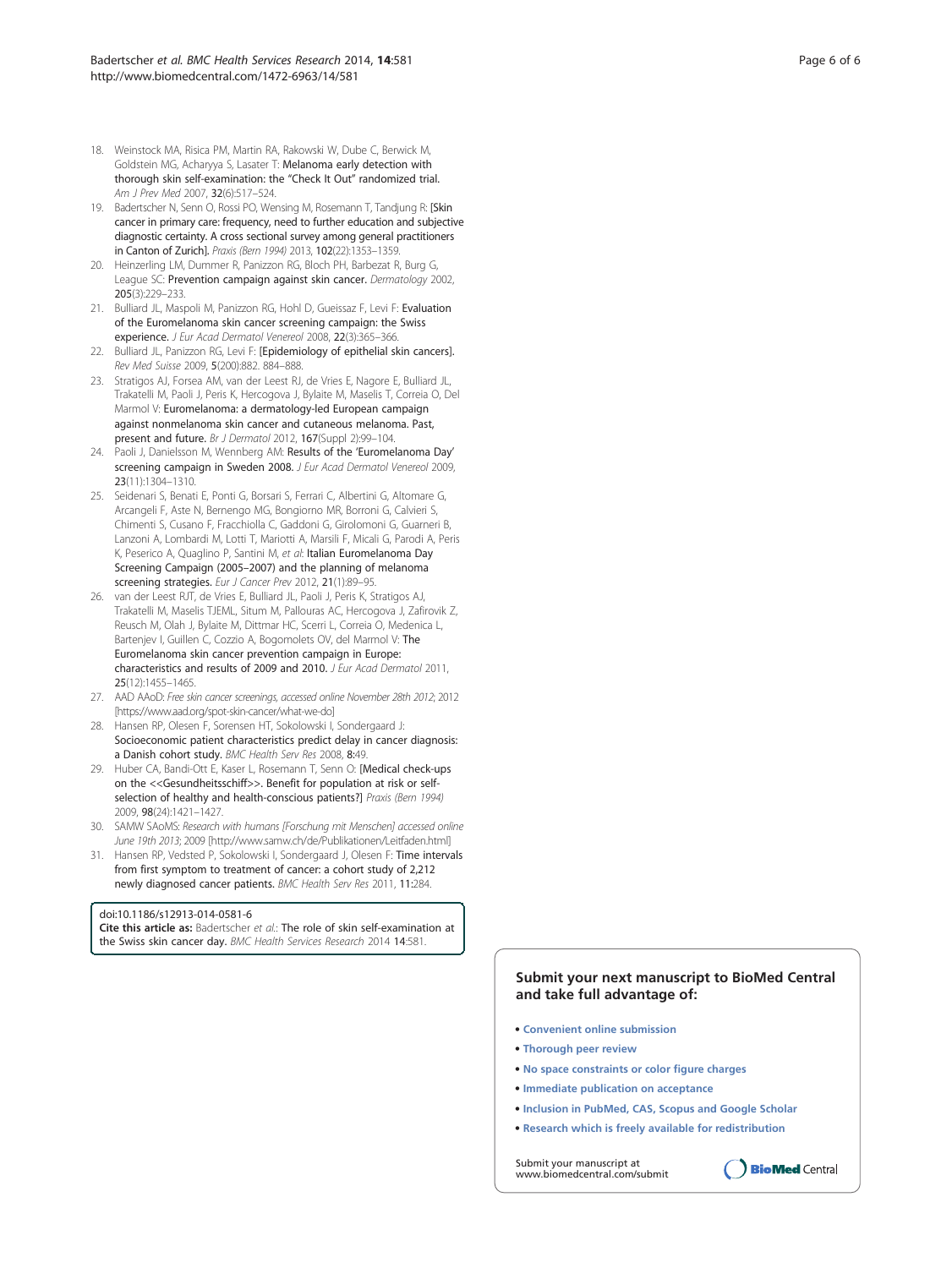18. Weinstock MA, Risica PM, Martin RA, Rakowski W, Dube C, Berwick M, Goldstein MG, Acharyya S, Lasater T: **Melanoma early detection with thorough skin self-examination: the "Check It Out" randomized trial.** *Am J Prev Med* 2007, **32**(6):517–524.
19. Badertscher N, Senn O, Rossi PO, Wensing M, Rosemann T, Tandjung R: **[Skin cancer in primary care: frequency, need to further education and subjective diagnostic certainty. A cross sectional survey among general practitioners in Canton of Zurich].** *Praxis (Bern 1994)* 2013, **102**(22):1353–1359.
20. Heinzerling LM, Dummer R, Panizzon RG, Bloch PH, Barbezat R, Burg G, League SC: **Prevention campaign against skin cancer.** *Dermatology* 2002, **205**(3):229–233.
21. Bulliard JL, Maspoli M, Panizzon RG, Hohl D, Gueissaz F, Levi F: **Evaluation of the Euromelanoma skin cancer screening campaign: the Swiss experience.** *J Eur Acad Dermatol Venereol* 2008, **22**(3):365–366.
22. Bulliard JL, Panizzon RG, Levi F: **[Epidemiology of epithelial skin cancers].** *Rev Med Suisse* 2009, **5**(200):882. 884–888.
23. Stratigos AJ, Forsea AM, van der Leest RJ, de Vries E, Nagore E, Bulliard JL, Trakatelli M, Paoli J, Peris K, Hercogova J, Bylaite M, Maselis T, Correia O, Del Marmol V: **Euromelanoma: a dermatology-led European campaign against nonmelanoma skin cancer and cutaneous melanoma. Past, present and future.** *Br J Dermatol* 2012, **167**(Suppl 2):99–104.
24. Paoli J, Danielsson M, Wennberg AM: **Results of the 'Euromelanoma Day' screening campaign in Sweden 2008.** *J Eur Acad Dermatol Venereol* 2009, **23**(11):1304–1310.
25. Seidenari S, Benati E, Ponti G, Borsari S, Ferrari C, Albertini G, Altomare G, Arcangeli F, Aste N, Bernengo MG, Bongiorno MR, Borroni G, Calvieri S, Chimenti S, Cusano F, Fracchiolla C, Gaddoni G, Girolomoni G, Guarneri B, Lanzoni A, Lombardi M, Lotti T, Mariotti A, Marsili F, Micali G, Parodi A, Peris K, Peserico A, Quaglino P, Santini M, *et al*: **Italian Euromelanoma Day Screening Campaign (2005–2007) and the planning of melanoma screening strategies.** *Eur J Cancer Prev* 2012, **21**(1):89–95.
26. van der Leest RJT, de Vries E, Bulliard JL, Paoli J, Peris K, Stratigos AJ, Trakatelli M, Maselis TJEML, Situm M, Pallouras AC, Hercogova J, Zafirovik Z, Reusch M, Olah J, Bylaite M, Dittmar HC, Scerri L, Correia O, Medenica L, Bartenjev I, Guillen C, Cozzio A, Bogomolets OV, del Marmol V: **The Euromelanoma skin cancer prevention campaign in Europe: characteristics and results of 2009 and 2010.** *J Eur Acad Dermatol* 2011, **25**(12):1455–1465.
27. AAD AAoD: *Free skin cancer screenings, accessed online November 28th 2012*; 2012 [https://www.aad.org/spot-skin-cancer/what-we-do]
28. Hansen RP, Olesen F, Sorensen HT, Sokolowski I, Sondergaard J: **Socioeconomic patient characteristics predict delay in cancer diagnosis: a Danish cohort study.** *BMC Health Serv Res* 2008, **8**:49.
29. Huber CA, Bandi-Ott E, Kaser L, Rosemann T, Senn O: **[Medical check-ups on the <<Gesundheitsschiff>>. Benefit for population at risk or self-selection of healthy and health-conscious patients?]** *Praxis (Bern 1994)* 2009, **98**(24):1421–1427.
30. SAMW SAoMS: *Research with humans [Forschung mit Menschen] accessed online June 19th 2013*; 2009 [http://www.samw.ch/de/Publikationen/Leitfaden.html]
31. Hansen RP, Vedsted P, Sokolowski I, Sondergaard J, Olesen F: **Time intervals from first symptom to treatment of cancer: a cohort study of 2,212 newly diagnosed cancer patients.** *BMC Health Serv Res* 2011, **11**:284.

doi:10.1186/s12913-014-0581-6

**Cite this article as:** Badertscher *et al.*: The role of skin self-examination at the Swiss skin cancer day. *BMC Health Services Research* 2014 **14**:581.

**Submit your next manuscript to BioMed Central and take full advantage of:**

- Convenient online submission
- Thorough peer review
- No space constraints or color figure charges
- Immediate publication on acceptance
- Inclusion in PubMed, CAS, Scopus and Google Scholar
- Research which is freely available for redistribution

Submit your manuscript at www.biomedcentral.com/submit

BioMed Central